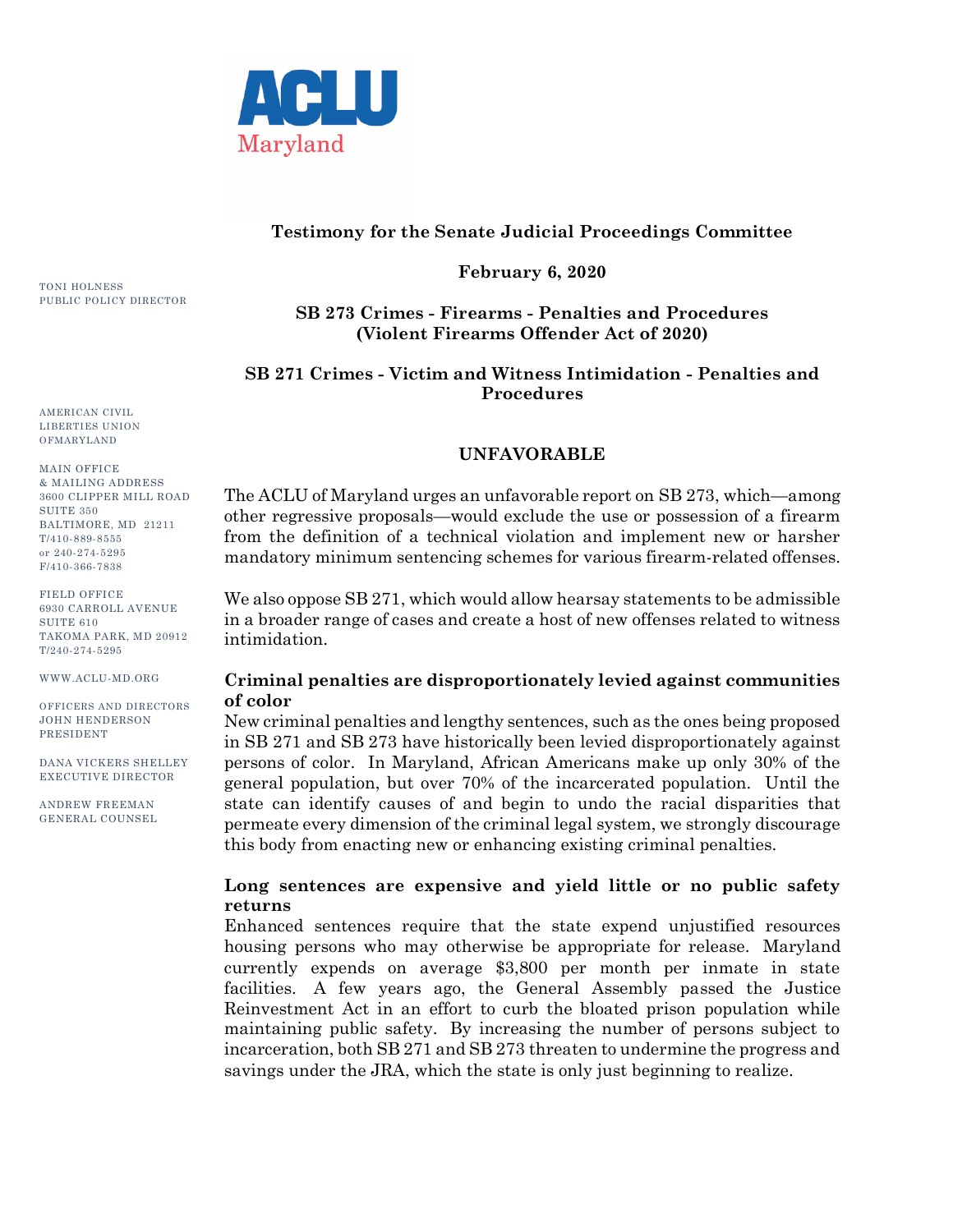ACLU Maryland

TONI HOLNESS
PUBLIC POLICY DIRECTOR

AMERICAN CIVIL LIBERTIES UNION OFMARYLAND

MAIN OFFICE
& MAILING ADDRESS
3600 CLIPPER MILL ROAD
SUITE 350
BALTIMORE, MD 21211
T/410-889-8555
or 240-274-5295
F/410-366-7838

FIELD OFFICE
6930 CARROLL AVENUE
SUITE 610
TAKOMA PARK, MD 20912
T/240-274-5295

WWW.ACLU-MD.ORG

OFFICERS AND DIRECTORS
JOHN HENDERSON
PRESIDENT

DANA VICKERS SHELLEY
EXECUTIVE DIRECTOR

ANDREW FREEMAN
GENERAL COUNSEL

**Testimony for the Senate Judicial Proceedings Committee**

**February 6, 2020**

**SB 273 Crimes - Firearms - Penalties and Procedures (Violent Firearms Offender Act of 2020)**

**SB 271 Crimes - Victim and Witness Intimidation - Penalties and Procedures**

**UNFAVORABLE**

The ACLU of Maryland urges an unfavorable report on SB 273, which—among other regressive proposals—would exclude the use or possession of a firearm from the definition of a technical violation and implement new or harsher mandatory minimum sentencing schemes for various firearm-related offenses.

We also oppose SB 271, which would allow hearsay statements to be admissible in a broader range of cases and create a host of new offenses related to witness intimidation.

**Criminal penalties are disproportionately levied against communities of color**

New criminal penalties and lengthy sentences, such as the ones being proposed in SB 271 and SB 273 have historically been levied disproportionately against persons of color. In Maryland, African Americans make up only 30% of the general population, but over 70% of the incarcerated population. Until the state can identify causes of and begin to undo the racial disparities that permeate every dimension of the criminal legal system, we strongly discourage this body from enacting new or enhancing existing criminal penalties.

**Long sentences are expensive and yield little or no public safety returns**

Enhanced sentences require that the state expend unjustified resources housing persons who may otherwise be appropriate for release. Maryland currently expends on average $3,800 per month per inmate in state facilities. A few years ago, the General Assembly passed the Justice Reinvestment Act in an effort to curb the bloated prison population while maintaining public safety. By increasing the number of persons subject to incarceration, both SB 271 and SB 273 threaten to undermine the progress and savings under the JRA, which the state is only just beginning to realize.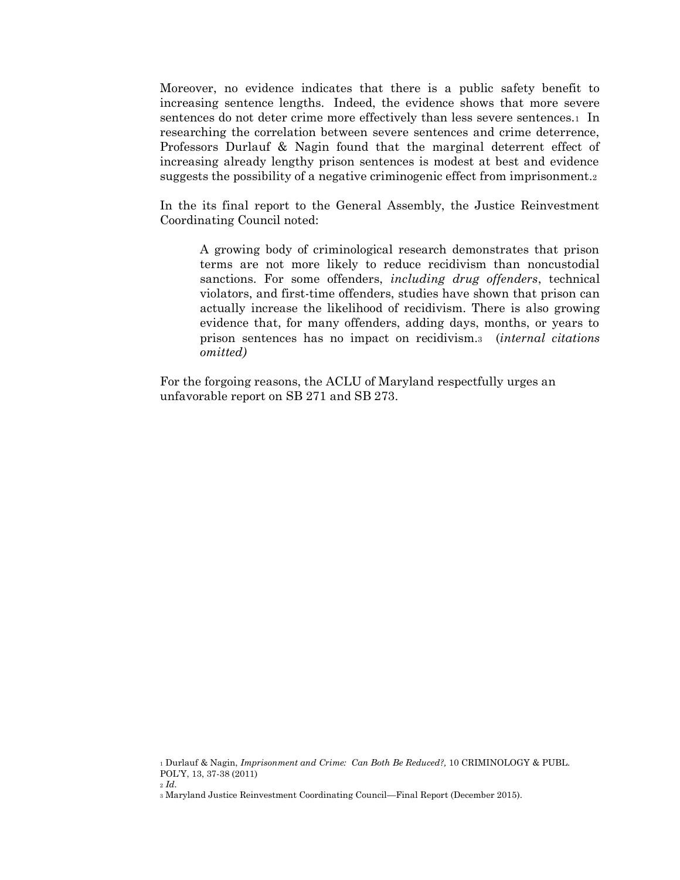Moreover, no evidence indicates that there is a public safety benefit to increasing sentence lengths. Indeed, the evidence shows that more severe sentences do not deter crime more effectively than less severe sentences.[1] In researching the correlation between severe sentences and crime deterrence, Professors Durlauf & Nagin found that the marginal deterrent effect of increasing already lengthy prison sentences is modest at best and evidence suggests the possibility of a negative criminogenic effect from imprisonment.[2]

In the its final report to the General Assembly, the Justice Reinvestment Coordinating Council noted:

> A growing body of criminological research demonstrates that prison terms are not more likely to reduce recidivism than noncustodial sanctions. For some offenders, *including drug offenders*, technical violators, and first-time offenders, studies have shown that prison can actually increase the likelihood of recidivism. There is also growing evidence that, for many offenders, adding days, months, or years to prison sentences has no impact on recidivism.[3] (*internal citations omitted)*

For the forgoing reasons, the ACLU of Maryland respectfully urges an unfavorable report on SB 271 and SB 273.

---

[1] Durlauf & Nagin, *Imprisonment and Crime: Can Both Be Reduced?,* 10 CRIMINOLOGY & PUBL. POL'Y, 13, 37-38 (2011)

[2] *Id.*

[3] Maryland Justice Reinvestment Coordinating Council—Final Report (December 2015).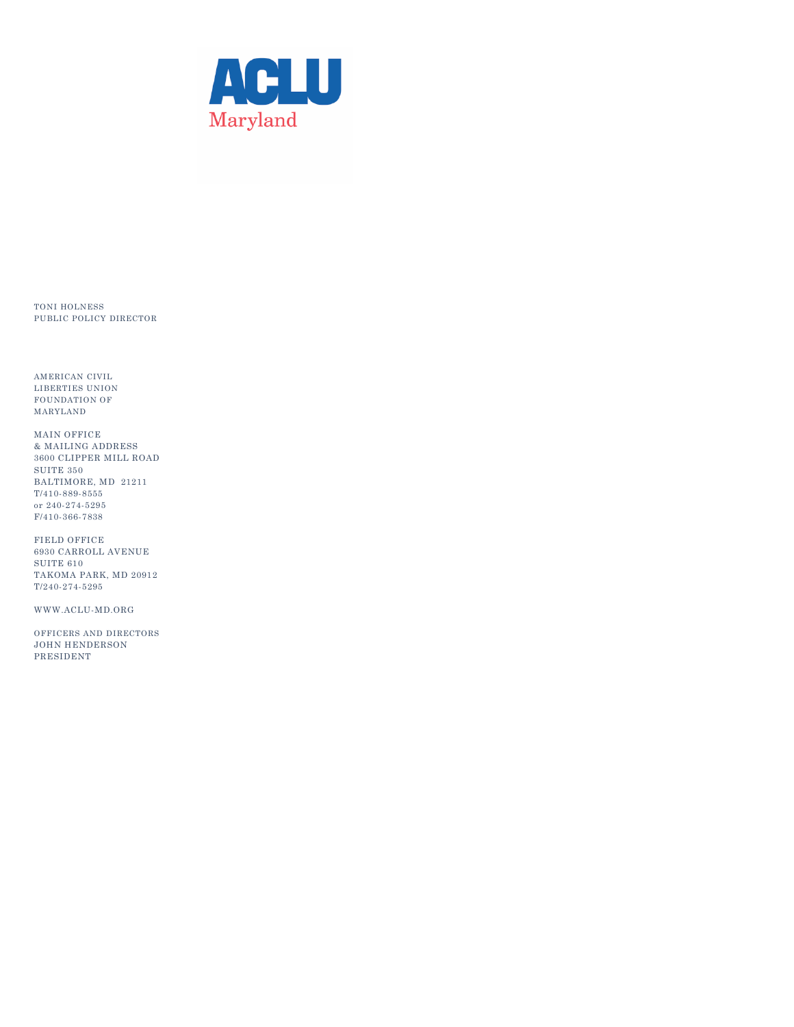ACLU
Maryland

TONI HOLNESS
PUBLIC POLICY DIRECTOR

AMERICAN CIVIL
LIBERTIES UNION
FOUNDATION OF
MARYLAND

MAIN OFFICE
& MAILING ADDRESS
3600 CLIPPER MILL ROAD
SUITE 350
BALTIMORE, MD 21211
T/410-889-8555
or 240-274-5295
F/410-366-7838

FIELD OFFICE
6930 CARROLL AVENUE
SUITE 610
TAKOMA PARK, MD 20912
T/240-274-5295

WWW.ACLU-MD.ORG

OFFICERS AND DIRECTORS
JOHN HENDERSON
PRESIDENT